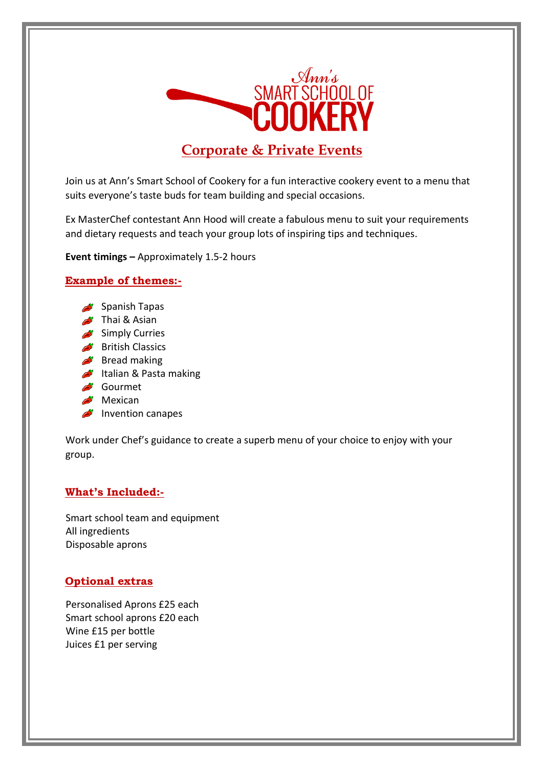Ann's SMART SCHOOL OF COOKERY

# Corporate & Private Events

Join us at Ann's Smart School of Cookery for a fun interactive cookery event to a menu that suits everyone's taste buds for team building and special occasions.

Ex MasterChef contestant Ann Hood will create a fabulous menu to suit your requirements and dietary requests and teach your group lots of inspiring tips and techniques.

**Event timings –** Approximately 1.5-2 hours

## Example of themes:-

- Spanish Tapas
- Thai & Asian
- Simply Curries
- British Classics
- Bread making
- Italian & Pasta making
- Gourmet
- Mexican
- Invention canapes

Work under Chef's guidance to create a superb menu of your choice to enjoy with your group.

## What's Included:-

Smart school team and equipment
All ingredients
Disposable aprons

## Optional extras

Personalised Aprons £25 each
Smart school aprons £20 each
Wine £15 per bottle
Juices £1 per serving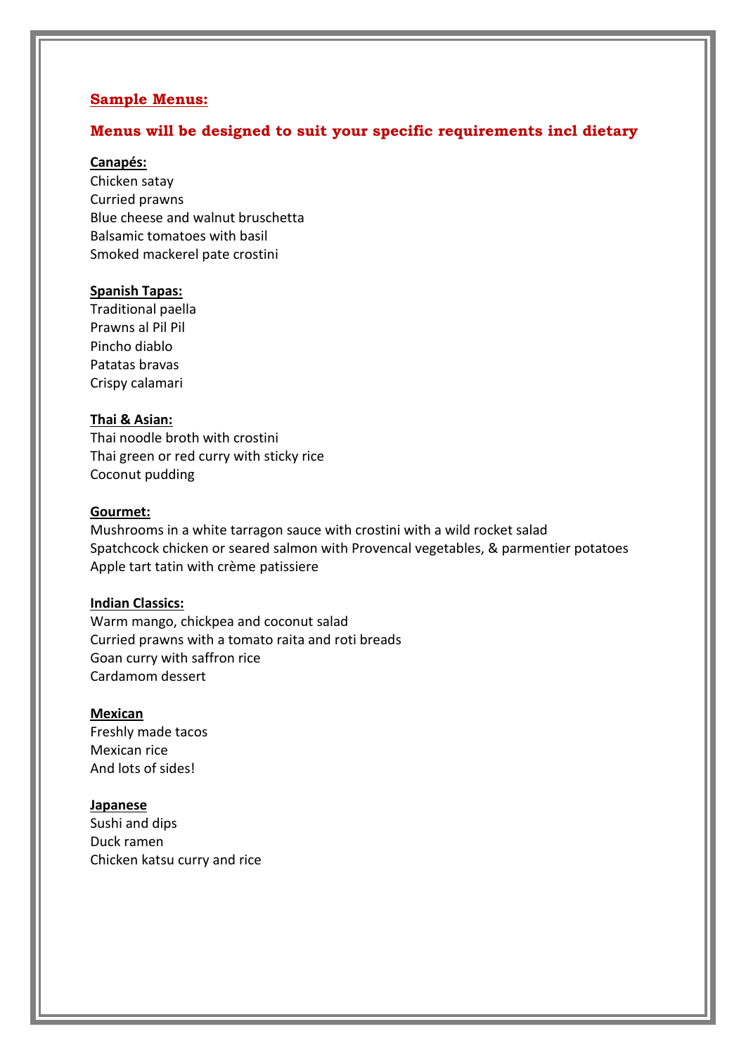## Sample Menus:

### Menus will be designed to suit your specific requirements incl dietary

**Canapés:**

Chicken satay
Curried prawns
Blue cheese and walnut bruschetta
Balsamic tomatoes with basil
Smoked mackerel pate crostini

**Spanish Tapas:**

Traditional paella
Prawns al Pil Pil
Pincho diablo
Patatas bravas
Crispy calamari

**Thai & Asian:**

Thai noodle broth with crostini
Thai green or red curry with sticky rice
Coconut pudding

**Gourmet:**

Mushrooms in a white tarragon sauce with crostini with a wild rocket salad
Spatchcock chicken or seared salmon with Provencal vegetables, & parmentier potatoes
Apple tart tatin with crème patissiere

**Indian Classics:**

Warm mango, chickpea and coconut salad
Curried prawns with a tomato raita and roti breads
Goan curry with saffron rice
Cardamom dessert

**Mexican**

Freshly made tacos
Mexican rice
And lots of sides!

**Japanese**

Sushi and dips
Duck ramen
Chicken katsu curry and rice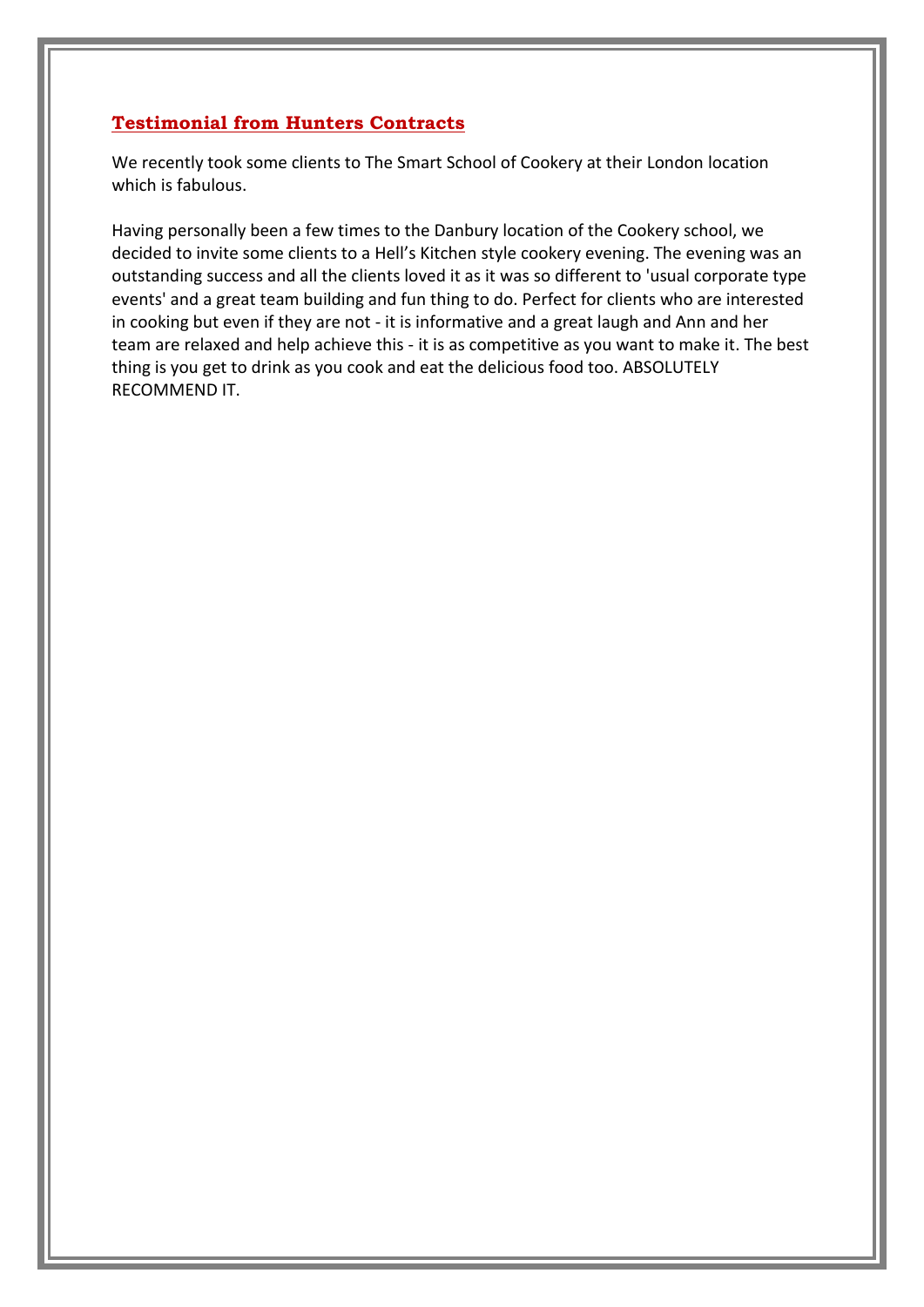## **Testimonial from Hunters Contracts**

We recently took some clients to The Smart School of Cookery at their London location which is fabulous.

Having personally been a few times to the Danbury location of the Cookery school, we decided to invite some clients to a Hell's Kitchen style cookery evening. The evening was an outstanding success and all the clients loved it as it was so different to 'usual corporate type events' and a great team building and fun thing to do. Perfect for clients who are interested in cooking but even if they are not - it is informative and a great laugh and Ann and her team are relaxed and help achieve this - it is as competitive as you want to make it. The best thing is you get to drink as you cook and eat the delicious food too. ABSOLUTELY RECOMMEND IT.